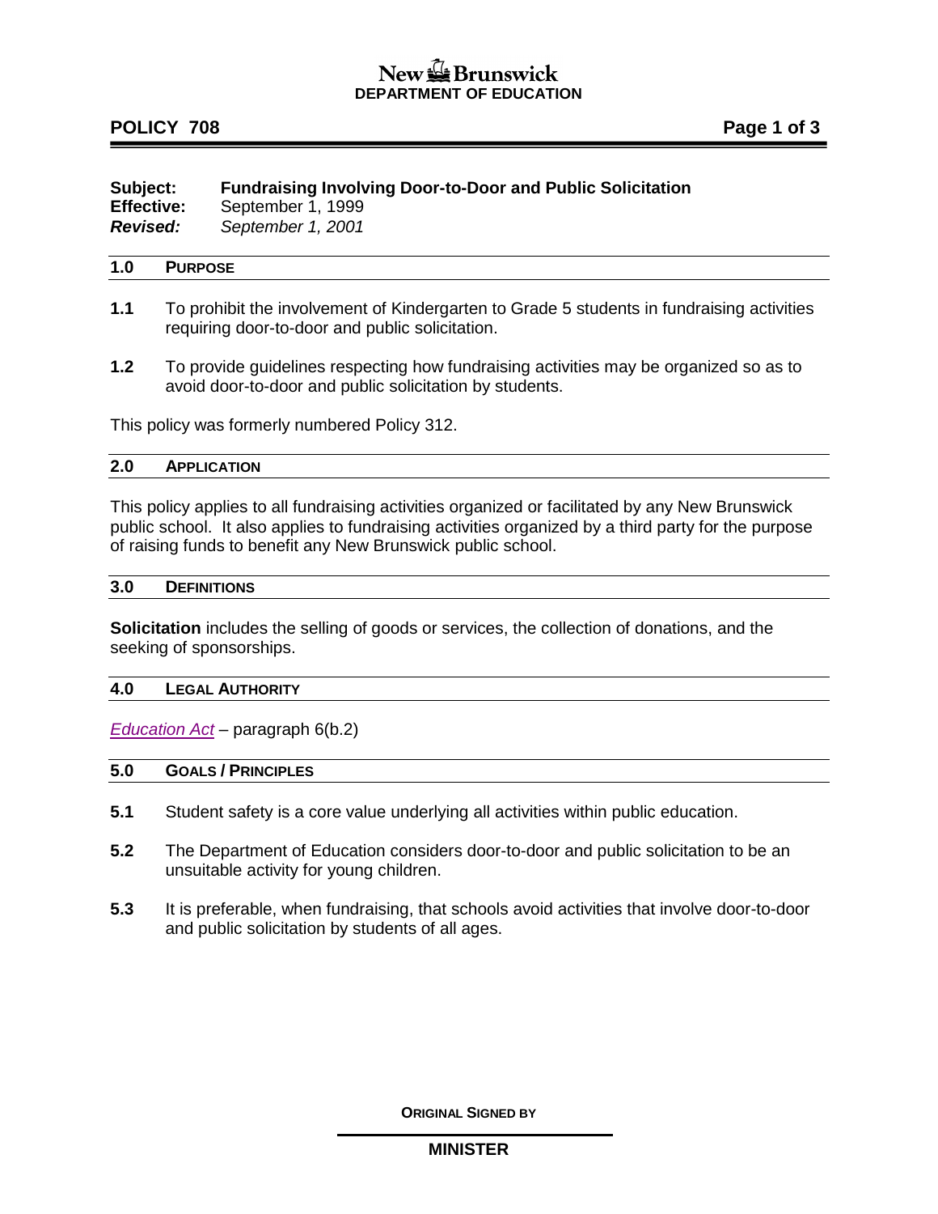New Brunswick
**DEPARTMENT OF EDUCATION**

**POLICY 708**

**Subject:** **Fundraising Involving Door-to-Door and Public Solicitation**
**Effective:** September 1, 1999
***Revised:*** *September 1, 2001*

## 1.0 PURPOSE

**1.1** To prohibit the involvement of Kindergarten to Grade 5 students in fundraising activities requiring door-to-door and public solicitation.

**1.2** To provide guidelines respecting how fundraising activities may be organized so as to avoid door-to-door and public solicitation by students.

This policy was formerly numbered Policy 312.

## 2.0 APPLICATION

This policy applies to all fundraising activities organized or facilitated by any New Brunswick public school. It also applies to fundraising activities organized by a third party for the purpose of raising funds to benefit any New Brunswick public school.

## 3.0 DEFINITIONS

**Solicitation** includes the selling of goods or services, the collection of donations, and the seeking of sponsorships.

## 4.0 LEGAL AUTHORITY

*Education Act* – paragraph 6(b.2)

## 5.0 GOALS / PRINCIPLES

**5.1** Student safety is a core value underlying all activities within public education.

**5.2** The Department of Education considers door-to-door and public solicitation to be an unsuitable activity for young children.

**5.3** It is preferable, when fundraising, that schools avoid activities that involve door-to-door and public solicitation by students of all ages.

**ORIGINAL SIGNED BY**

**MINISTER**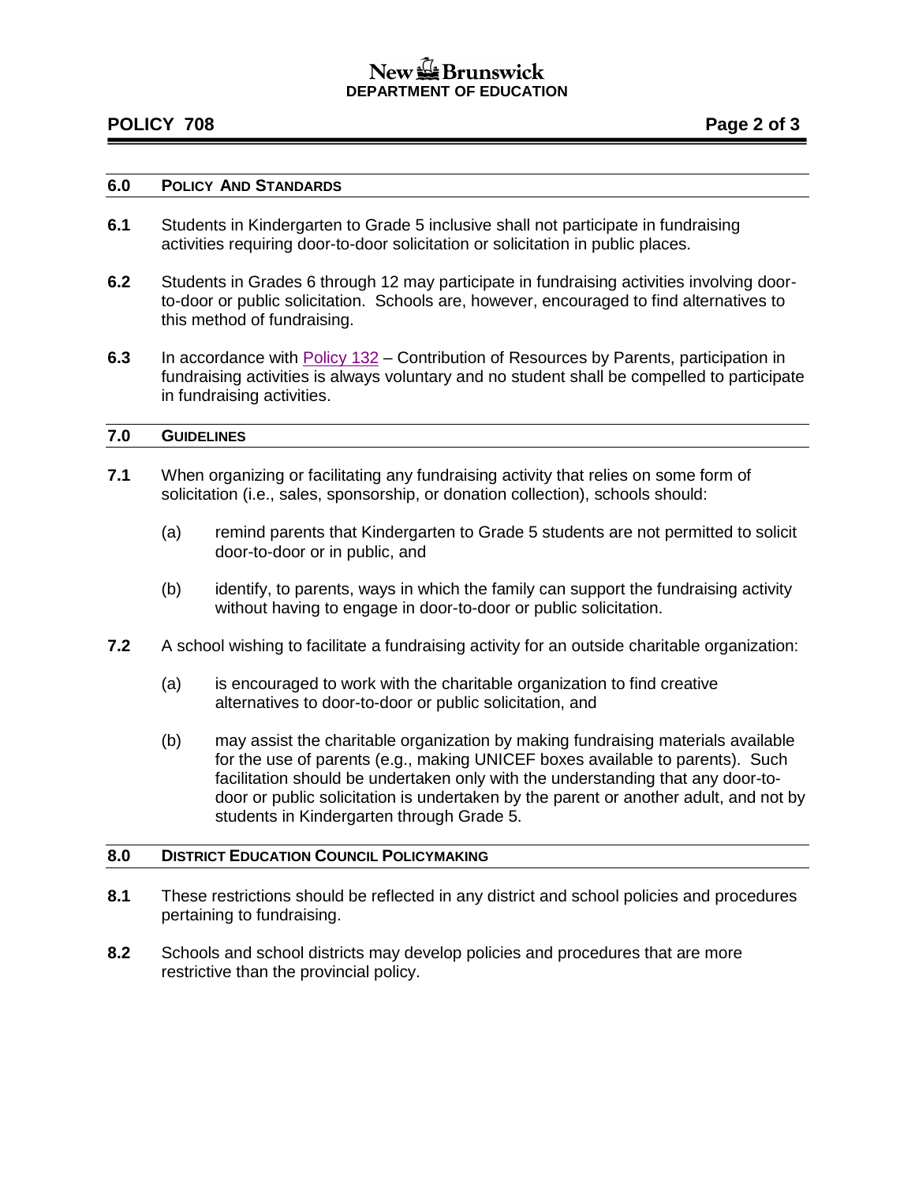## 6.0 POLICY AND STANDARDS

**6.1** Students in Kindergarten to Grade 5 inclusive shall not participate in fundraising activities requiring door-to-door solicitation or solicitation in public places.

**6.2** Students in Grades 6 through 12 may participate in fundraising activities involving door-to-door or public solicitation. Schools are, however, encouraged to find alternatives to this method of fundraising.

**6.3** In accordance with Policy 132 – Contribution of Resources by Parents, participation in fundraising activities is always voluntary and no student shall be compelled to participate in fundraising activities.

## 7.0 GUIDELINES

**7.1** When organizing or facilitating any fundraising activity that relies on some form of solicitation (i.e., sales, sponsorship, or donation collection), schools should:

(a) remind parents that Kindergarten to Grade 5 students are not permitted to solicit door-to-door or in public, and

(b) identify, to parents, ways in which the family can support the fundraising activity without having to engage in door-to-door or public solicitation.

**7.2** A school wishing to facilitate a fundraising activity for an outside charitable organization:

(a) is encouraged to work with the charitable organization to find creative alternatives to door-to-door or public solicitation, and

(b) may assist the charitable organization by making fundraising materials available for the use of parents (e.g., making UNICEF boxes available to parents). Such facilitation should be undertaken only with the understanding that any door-to-door or public solicitation is undertaken by the parent or another adult, and not by students in Kindergarten through Grade 5.

## 8.0 DISTRICT EDUCATION COUNCIL POLICYMAKING

**8.1** These restrictions should be reflected in any district and school policies and procedures pertaining to fundraising.

**8.2** Schools and school districts may develop policies and procedures that are more restrictive than the provincial policy.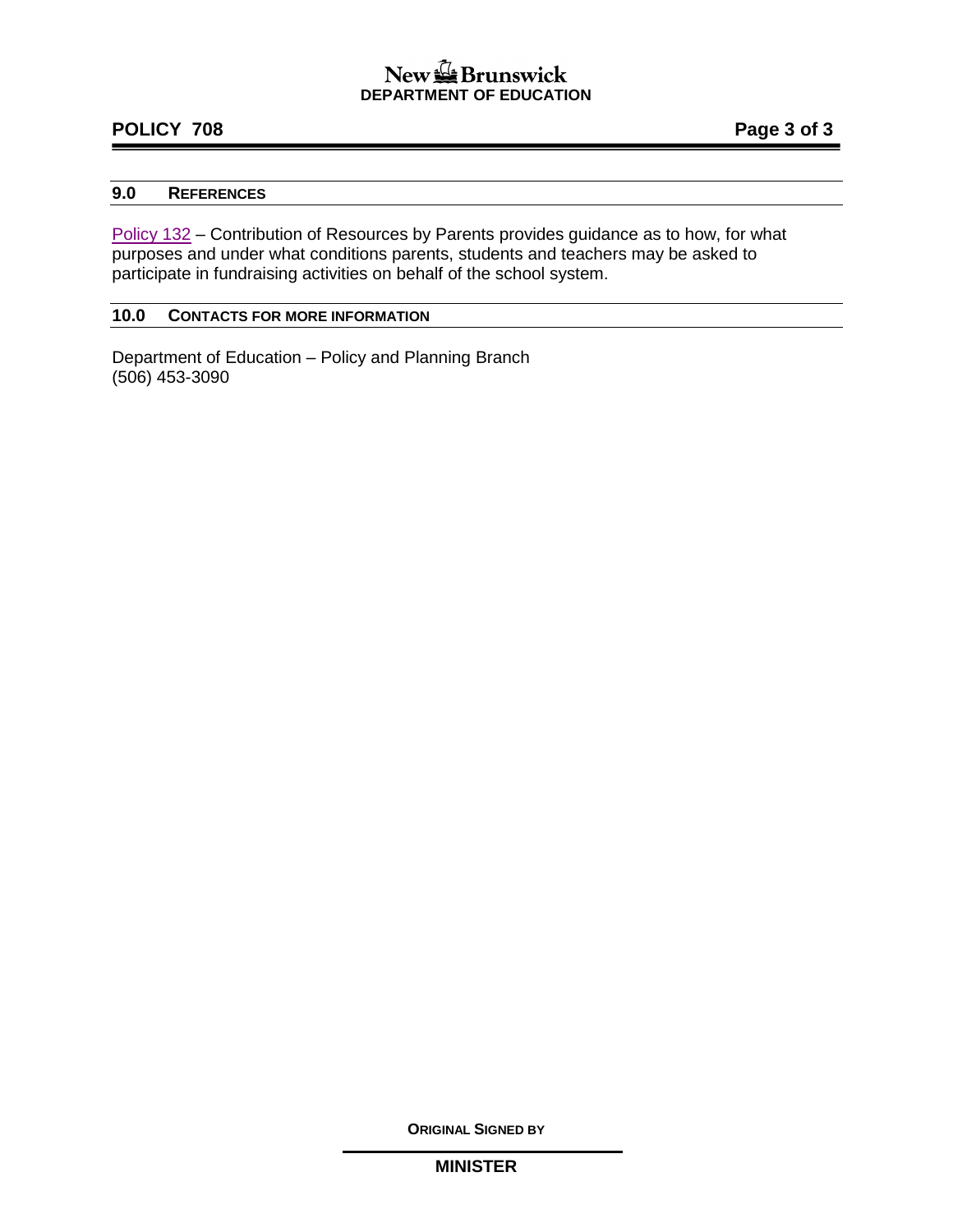## 9.0 REFERENCES

Policy 132 – Contribution of Resources by Parents provides guidance as to how, for what purposes and under what conditions parents, students and teachers may be asked to participate in fundraising activities on behalf of the school system.

## 10.0 CONTACTS FOR MORE INFORMATION

Department of Education – Policy and Planning Branch
(506) 453-3090

**ORIGINAL SIGNED BY**

**MINISTER**